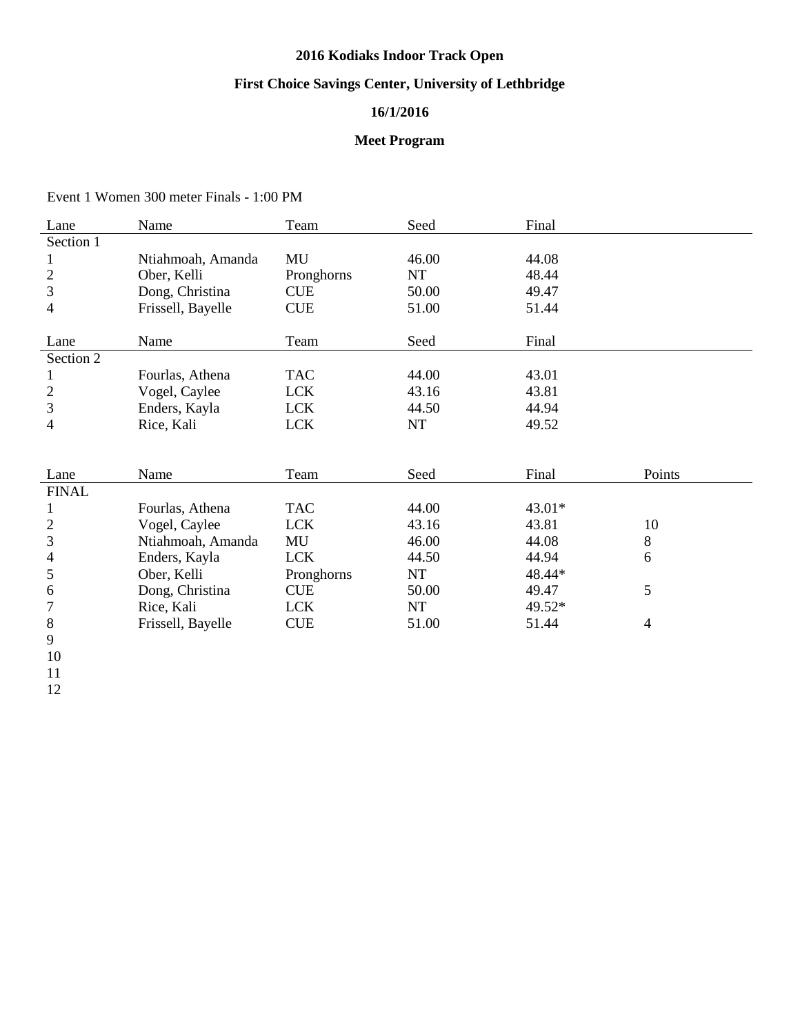**2016 Kodiaks Indoor Track Open**

**First Choice Savings Center, University of Lethbridge**

**16/1/2016**

**Meet Program**

Event 1 Women 300 meter Finals - 1:00 PM

| Lane | Name | Team | Seed | Final |
|---|---|---|---|---|
| Section 1 | | | | |
| 1 | Ntiahmoah, Amanda | MU | 46.00 | 44.08 |
| 2 | Ober, Kelli | Pronghorns | NT | 48.44 |
| 3 | Dong, Christina | CUE | 50.00 | 49.47 |
| 4 | Frissell, Bayelle | CUE | 51.00 | 51.44 |

| Lane | Name | Team | Seed | Final |
|---|---|---|---|---|
| Section 2 | | | | |
| 1 | Fourlas, Athena | TAC | 44.00 | 43.01 |
| 2 | Vogel, Caylee | LCK | 43.16 | 43.81 |
| 3 | Enders, Kayla | LCK | 44.50 | 44.94 |
| 4 | Rice, Kali | LCK | NT | 49.52 |

| Lane | Name | Team | Seed | Final | Points |
|---|---|---|---|---|---|
| FINAL | | | | | |
| 1 | Fourlas, Athena | TAC | 44.00 | 43.01* | |
| 2 | Vogel, Caylee | LCK | 43.16 | 43.81 | 10 |
| 3 | Ntiahmoah, Amanda | MU | 46.00 | 44.08 | 8 |
| 4 | Enders, Kayla | LCK | 44.50 | 44.94 | 6 |
| 5 | Ober, Kelli | Pronghorns | NT | 48.44* | |
| 6 | Dong, Christina | CUE | 50.00 | 49.47 | 5 |
| 7 | Rice, Kali | LCK | NT | 49.52* | |
| 8 | Frissell, Bayelle | CUE | 51.00 | 51.44 | 4 |
| 9 | | | | | |
| 10 | | | | | |
| 11 | | | | | |
| 12 | | | | | |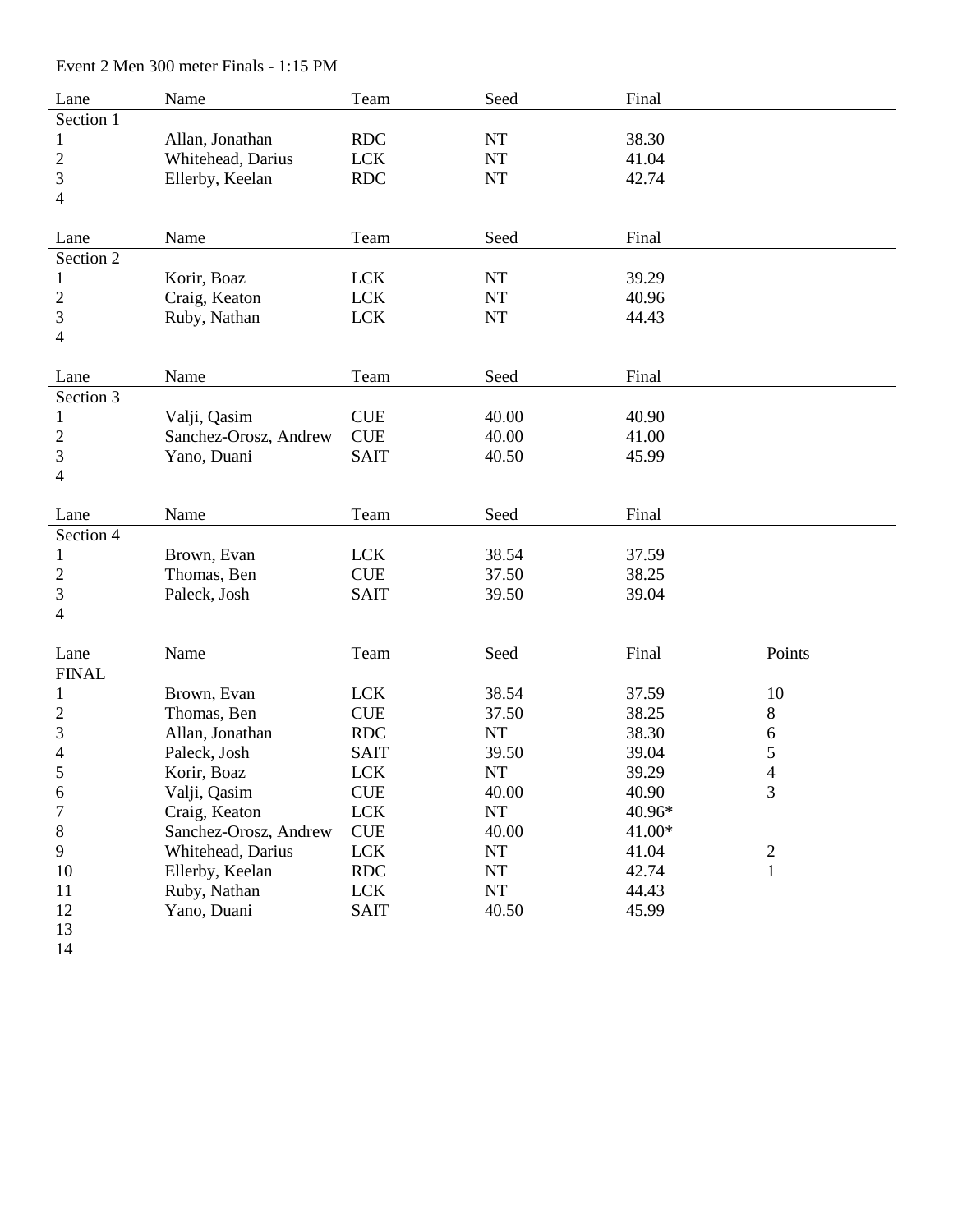Event 2 Men 300 meter Finals - 1:15 PM

| Lane | Name | Team | Seed | Final |
|---|---|---|---|---|
| Section 1 | | | | |
| 1 | Allan, Jonathan | RDC | NT | 38.30 |
| 2 | Whitehead, Darius | LCK | NT | 41.04 |
| 3 | Ellerby, Keelan | RDC | NT | 42.74 |
| 4 | | | | |

| Lane | Name | Team | Seed | Final |
|---|---|---|---|---|
| Section 2 | | | | |
| 1 | Korir, Boaz | LCK | NT | 39.29 |
| 2 | Craig, Keaton | LCK | NT | 40.96 |
| 3 | Ruby, Nathan | LCK | NT | 44.43 |
| 4 | | | | |

| Lane | Name | Team | Seed | Final |
|---|---|---|---|---|
| Section 3 | | | | |
| 1 | Valji, Qasim | CUE | 40.00 | 40.90 |
| 2 | Sanchez-Orosz, Andrew | CUE | 40.00 | 41.00 |
| 3 | Yano, Duani | SAIT | 40.50 | 45.99 |
| 4 | | | | |

| Lane | Name | Team | Seed | Final |
|---|---|---|---|---|
| Section 4 | | | | |
| 1 | Brown, Evan | LCK | 38.54 | 37.59 |
| 2 | Thomas, Ben | CUE | 37.50 | 38.25 |
| 3 | Paleck, Josh | SAIT | 39.50 | 39.04 |
| 4 | | | | |

| Lane | Name | Team | Seed | Final | Points |
|---|---|---|---|---|---|
| FINAL | | | | | |
| 1 | Brown, Evan | LCK | 38.54 | 37.59 | 10 |
| 2 | Thomas, Ben | CUE | 37.50 | 38.25 | 8 |
| 3 | Allan, Jonathan | RDC | NT | 38.30 | 6 |
| 4 | Paleck, Josh | SAIT | 39.50 | 39.04 | 5 |
| 5 | Korir, Boaz | LCK | NT | 39.29 | 4 |
| 6 | Valji, Qasim | CUE | 40.00 | 40.90 | 3 |
| 7 | Craig, Keaton | LCK | NT | 40.96* | |
| 8 | Sanchez-Orosz, Andrew | CUE | 40.00 | 41.00* | |
| 9 | Whitehead, Darius | LCK | NT | 41.04 | 2 |
| 10 | Ellerby, Keelan | RDC | NT | 42.74 | 1 |
| 11 | Ruby, Nathan | LCK | NT | 44.43 | |
| 12 | Yano, Duani | SAIT | 40.50 | 45.99 | |
| 13 | | | | | |
| 14 | | | | | |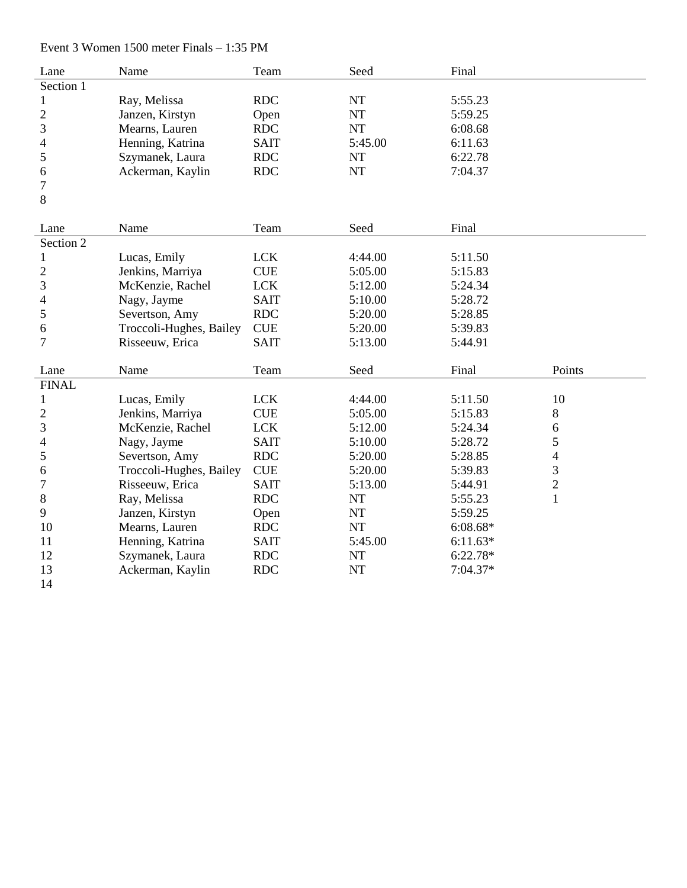Event 3 Women 1500 meter Finals – 1:35 PM

| Lane | Name | Team | Seed | Final |
|---|---|---|---|---|
| Section 1 | | | | |
| 1 | Ray, Melissa | RDC | NT | 5:55.23 |
| 2 | Janzen, Kirstyn | Open | NT | 5:59.25 |
| 3 | Mearns, Lauren | RDC | NT | 6:08.68 |
| 4 | Henning, Katrina | SAIT | 5:45.00 | 6:11.63 |
| 5 | Szymanek, Laura | RDC | NT | 6:22.78 |
| 6 | Ackerman, Kaylin | RDC | NT | 7:04.37 |
| 7 | | | | |
| 8 | | | | |

| Lane | Name | Team | Seed | Final |
|---|---|---|---|---|
| Section 2 | | | | |
| 1 | Lucas, Emily | LCK | 4:44.00 | 5:11.50 |
| 2 | Jenkins, Marriya | CUE | 5:05.00 | 5:15.83 |
| 3 | McKenzie, Rachel | LCK | 5:12.00 | 5:24.34 |
| 4 | Nagy, Jayme | SAIT | 5:10.00 | 5:28.72 |
| 5 | Severtson, Amy | RDC | 5:20.00 | 5:28.85 |
| 6 | Troccoli-Hughes, Bailey | CUE | 5:20.00 | 5:39.83 |
| 7 | Risseeuw, Erica | SAIT | 5:13.00 | 5:44.91 |

| Lane | Name | Team | Seed | Final | Points |
|---|---|---|---|---|---|
| FINAL | | | | | |
| 1 | Lucas, Emily | LCK | 4:44.00 | 5:11.50 | 10 |
| 2 | Jenkins, Marriya | CUE | 5:05.00 | 5:15.83 | 8 |
| 3 | McKenzie, Rachel | LCK | 5:12.00 | 5:24.34 | 6 |
| 4 | Nagy, Jayme | SAIT | 5:10.00 | 5:28.72 | 5 |
| 5 | Severtson, Amy | RDC | 5:20.00 | 5:28.85 | 4 |
| 6 | Troccoli-Hughes, Bailey | CUE | 5:20.00 | 5:39.83 | 3 |
| 7 | Risseeuw, Erica | SAIT | 5:13.00 | 5:44.91 | 2 |
| 8 | Ray, Melissa | RDC | NT | 5:55.23 | 1 |
| 9 | Janzen, Kirstyn | Open | NT | 5:59.25 | |
| 10 | Mearns, Lauren | RDC | NT | 6:08.68* | |
| 11 | Henning, Katrina | SAIT | 5:45.00 | 6:11.63* | |
| 12 | Szymanek, Laura | RDC | NT | 6:22.78* | |
| 13 | Ackerman, Kaylin | RDC | NT | 7:04.37* | |
| 14 | | | | | |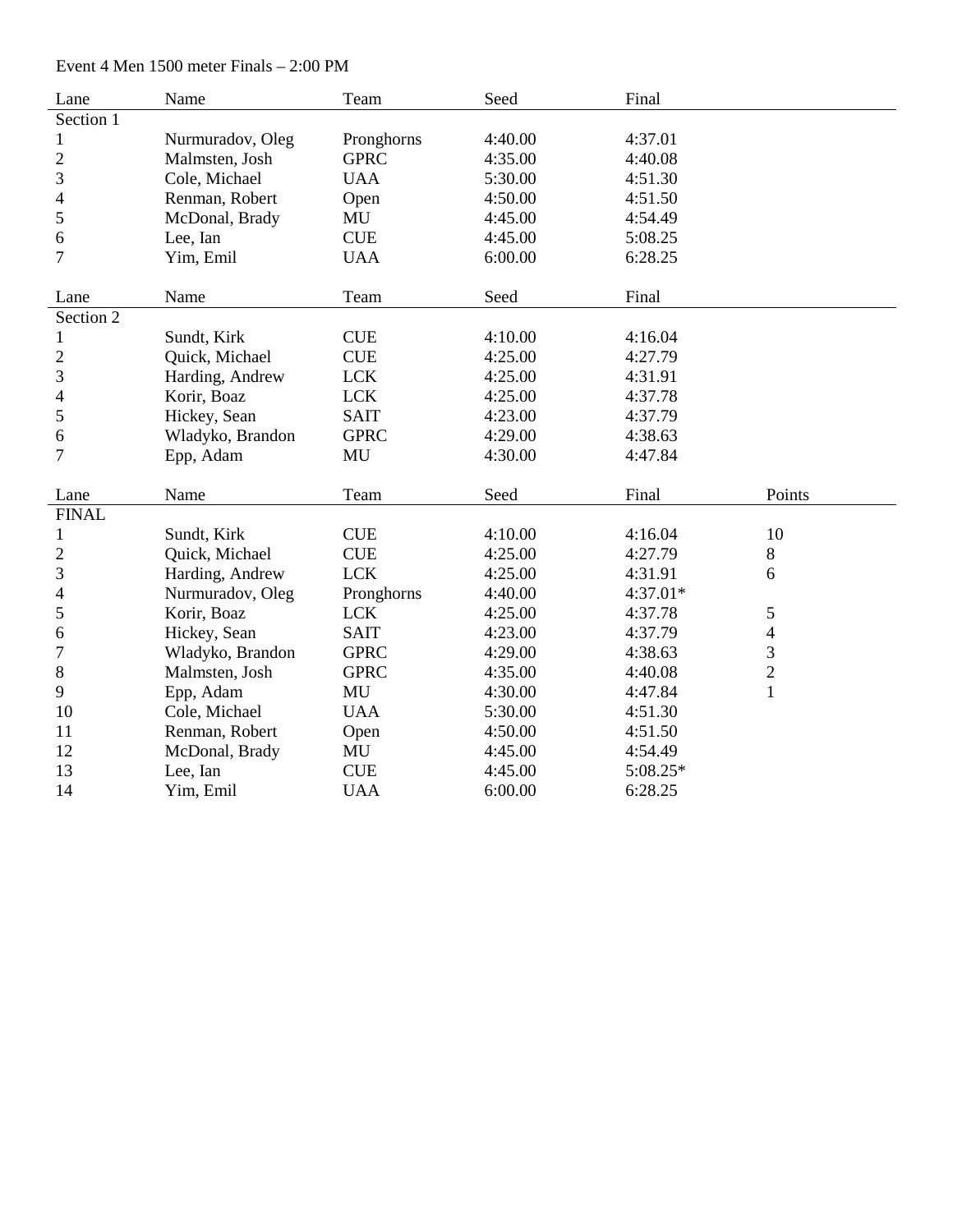Event 4 Men 1500 meter Finals – 2:00 PM

| Lane | Name | Team | Seed | Final |
|---|---|---|---|---|
| Section 1 | | | | |
| 1 | Nurmuradov, Oleg | Pronghorns | 4:40.00 | 4:37.01 |
| 2 | Malmsten, Josh | GPRC | 4:35.00 | 4:40.08 |
| 3 | Cole, Michael | UAA | 5:30.00 | 4:51.30 |
| 4 | Renman, Robert | Open | 4:50.00 | 4:51.50 |
| 5 | McDonal, Brady | MU | 4:45.00 | 4:54.49 |
| 6 | Lee, Ian | CUE | 4:45.00 | 5:08.25 |
| 7 | Yim, Emil | UAA | 6:00.00 | 6:28.25 |

| Lane | Name | Team | Seed | Final |
|---|---|---|---|---|
| Section 2 | | | | |
| 1 | Sundt, Kirk | CUE | 4:10.00 | 4:16.04 |
| 2 | Quick, Michael | CUE | 4:25.00 | 4:27.79 |
| 3 | Harding, Andrew | LCK | 4:25.00 | 4:31.91 |
| 4 | Korir, Boaz | LCK | 4:25.00 | 4:37.78 |
| 5 | Hickey, Sean | SAIT | 4:23.00 | 4:37.79 |
| 6 | Wladyko, Brandon | GPRC | 4:29.00 | 4:38.63 |
| 7 | Epp, Adam | MU | 4:30.00 | 4:47.84 |

| Lane | Name | Team | Seed | Final | Points |
|---|---|---|---|---|---|
| FINAL | | | | | |
| 1 | Sundt, Kirk | CUE | 4:10.00 | 4:16.04 | 10 |
| 2 | Quick, Michael | CUE | 4:25.00 | 4:27.79 | 8 |
| 3 | Harding, Andrew | LCK | 4:25.00 | 4:31.91 | 6 |
| 4 | Nurmuradov, Oleg | Pronghorns | 4:40.00 | 4:37.01* | |
| 5 | Korir, Boaz | LCK | 4:25.00 | 4:37.78 | 5 |
| 6 | Hickey, Sean | SAIT | 4:23.00 | 4:37.79 | 4 |
| 7 | Wladyko, Brandon | GPRC | 4:29.00 | 4:38.63 | 3 |
| 8 | Malmsten, Josh | GPRC | 4:35.00 | 4:40.08 | 2 |
| 9 | Epp, Adam | MU | 4:30.00 | 4:47.84 | 1 |
| 10 | Cole, Michael | UAA | 5:30.00 | 4:51.30 | |
| 11 | Renman, Robert | Open | 4:50.00 | 4:51.50 | |
| 12 | McDonal, Brady | MU | 4:45.00 | 4:54.49 | |
| 13 | Lee, Ian | CUE | 4:45.00 | 5:08.25* | |
| 14 | Yim, Emil | UAA | 6:00.00 | 6:28.25 | |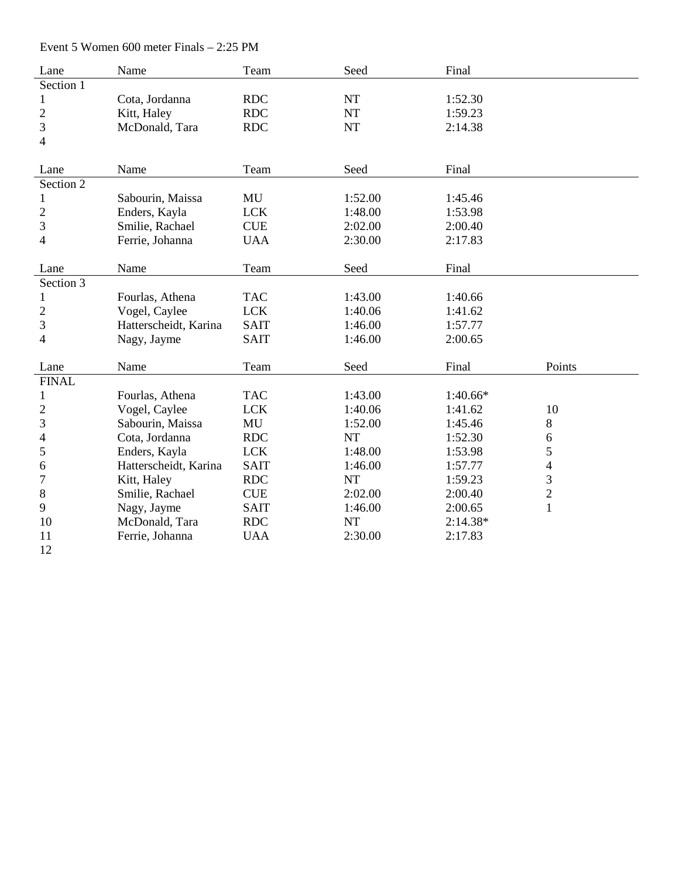Event 5 Women 600 meter Finals – 2:25 PM

| Lane | Name | Team | Seed | Final |
|---|---|---|---|---|
| Section 1 | | | | |
| 1 | Cota, Jordanna | RDC | NT | 1:52.30 |
| 2 | Kitt, Haley | RDC | NT | 1:59.23 |
| 3 | McDonald, Tara | RDC | NT | 2:14.38 |
| 4 | | | | |

| Lane | Name | Team | Seed | Final |
|---|---|---|---|---|
| Section 2 | | | | |
| 1 | Sabourin, Maissa | MU | 1:52.00 | 1:45.46 |
| 2 | Enders, Kayla | LCK | 1:48.00 | 1:53.98 |
| 3 | Smilie, Rachael | CUE | 2:02.00 | 2:00.40 |
| 4 | Ferrie, Johanna | UAA | 2:30.00 | 2:17.83 |

| Lane | Name | Team | Seed | Final |
|---|---|---|---|---|
| Section 3 | | | | |
| 1 | Fourlas, Athena | TAC | 1:43.00 | 1:40.66 |
| 2 | Vogel, Caylee | LCK | 1:40.06 | 1:41.62 |
| 3 | Hatterscheidt, Karina | SAIT | 1:46.00 | 1:57.77 |
| 4 | Nagy, Jayme | SAIT | 1:46.00 | 2:00.65 |

| Lane | Name | Team | Seed | Final | Points |
|---|---|---|---|---|---|
| FINAL | | | | | |
| 1 | Fourlas, Athena | TAC | 1:43.00 | 1:40.66* | |
| 2 | Vogel, Caylee | LCK | 1:40.06 | 1:41.62 | 10 |
| 3 | Sabourin, Maissa | MU | 1:52.00 | 1:45.46 | 8 |
| 4 | Cota, Jordanna | RDC | NT | 1:52.30 | 6 |
| 5 | Enders, Kayla | LCK | 1:48.00 | 1:53.98 | 5 |
| 6 | Hatterscheidt, Karina | SAIT | 1:46.00 | 1:57.77 | 4 |
| 7 | Kitt, Haley | RDC | NT | 1:59.23 | 3 |
| 8 | Smilie, Rachael | CUE | 2:02.00 | 2:00.40 | 2 |
| 9 | Nagy, Jayme | SAIT | 1:46.00 | 2:00.65 | 1 |
| 10 | McDonald, Tara | RDC | NT | 2:14.38* | |
| 11 | Ferrie, Johanna | UAA | 2:30.00 | 2:17.83 | |
| 12 | | | | | |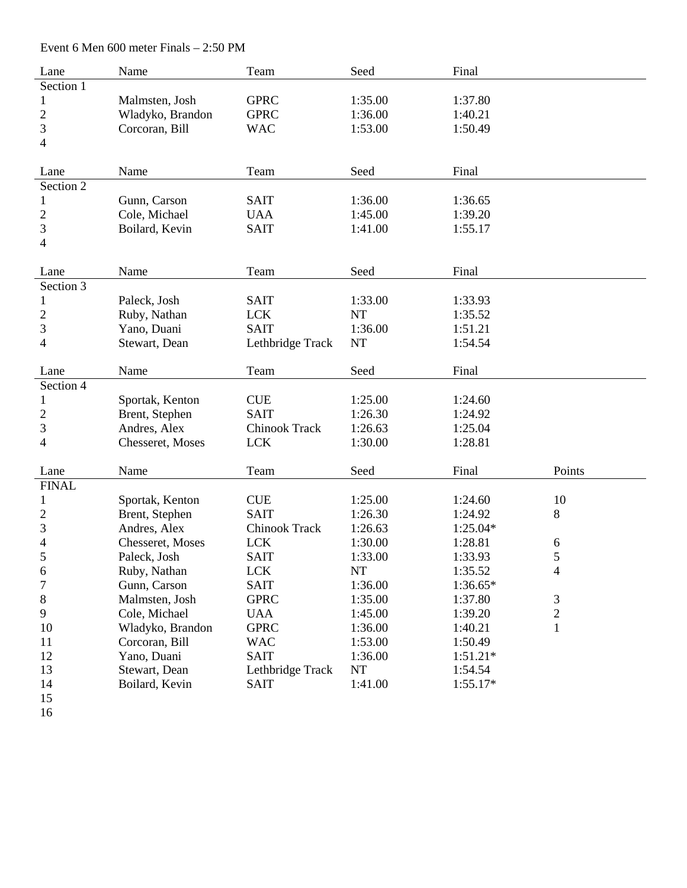Event 6 Men 600 meter Finals – 2:50 PM

| Lane | Name | Team | Seed | Final |
| --- | --- | --- | --- | --- |
| Section 1 | | | | |
| 1 | Malmsten, Josh | GPRC | 1:35.00 | 1:37.80 |
| 2 | Wladyko, Brandon | GPRC | 1:36.00 | 1:40.21 |
| 3 | Corcoran, Bill | WAC | 1:53.00 | 1:50.49 |
| 4 | | | | |

| Lane | Name | Team | Seed | Final |
| --- | --- | --- | --- | --- |
| Section 2 | | | | |
| 1 | Gunn, Carson | SAIT | 1:36.00 | 1:36.65 |
| 2 | Cole, Michael | UAA | 1:45.00 | 1:39.20 |
| 3 | Boilard, Kevin | SAIT | 1:41.00 | 1:55.17 |
| 4 | | | | |

| Lane | Name | Team | Seed | Final |
| --- | --- | --- | --- | --- |
| Section 3 | | | | |
| 1 | Paleck, Josh | SAIT | 1:33.00 | 1:33.93 |
| 2 | Ruby, Nathan | LCK | NT | 1:35.52 |
| 3 | Yano, Duani | SAIT | 1:36.00 | 1:51.21 |
| 4 | Stewart, Dean | Lethbridge Track | NT | 1:54.54 |

| Lane | Name | Team | Seed | Final |
| --- | --- | --- | --- | --- |
| Section 4 | | | | |
| 1 | Sportak, Kenton | CUE | 1:25.00 | 1:24.60 |
| 2 | Brent, Stephen | SAIT | 1:26.30 | 1:24.92 |
| 3 | Andres, Alex | Chinook Track | 1:26.63 | 1:25.04 |
| 4 | Chesseret, Moses | LCK | 1:30.00 | 1:28.81 |

| Lane | Name | Team | Seed | Final | Points |
| --- | --- | --- | --- | --- | --- |
| FINAL | | | | | |
| 1 | Sportak, Kenton | CUE | 1:25.00 | 1:24.60 | 10 |
| 2 | Brent, Stephen | SAIT | 1:26.30 | 1:24.92 | 8 |
| 3 | Andres, Alex | Chinook Track | 1:26.63 | 1:25.04* | |
| 4 | Chesseret, Moses | LCK | 1:30.00 | 1:28.81 | 6 |
| 5 | Paleck, Josh | SAIT | 1:33.00 | 1:33.93 | 5 |
| 6 | Ruby, Nathan | LCK | NT | 1:35.52 | 4 |
| 7 | Gunn, Carson | SAIT | 1:36.00 | 1:36.65* | |
| 8 | Malmsten, Josh | GPRC | 1:35.00 | 1:37.80 | 3 |
| 9 | Cole, Michael | UAA | 1:45.00 | 1:39.20 | 2 |
| 10 | Wladyko, Brandon | GPRC | 1:36.00 | 1:40.21 | 1 |
| 11 | Corcoran, Bill | WAC | 1:53.00 | 1:50.49 | |
| 12 | Yano, Duani | SAIT | 1:36.00 | 1:51.21* | |
| 13 | Stewart, Dean | Lethbridge Track | NT | 1:54.54 | |
| 14 | Boilard, Kevin | SAIT | 1:41.00 | 1:55.17* | |
| 15 | | | | | |
| 16 | | | | | |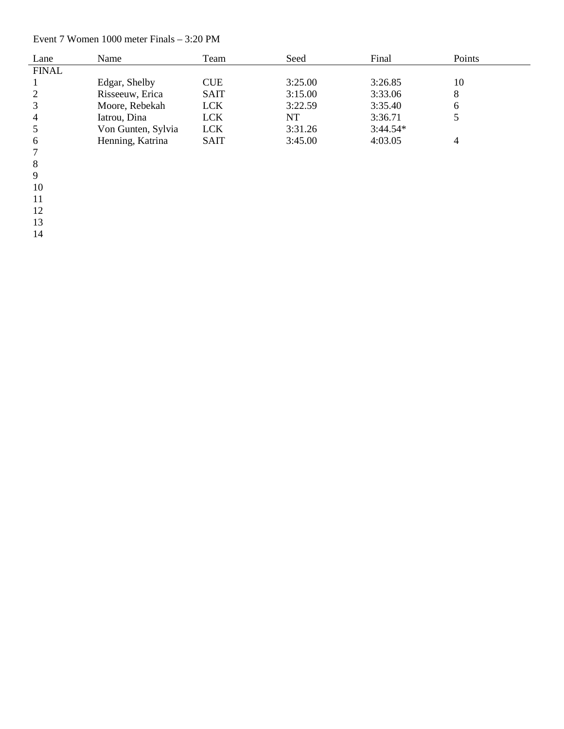Event 7 Women 1000 meter Finals – 3:20 PM

| Lane | Name | Team | Seed | Final | Points |
| --- | --- | --- | --- | --- | --- |
| FINAL | | | | | |
| 1 | Edgar, Shelby | CUE | 3:25.00 | 3:26.85 | 10 |
| 2 | Risseeuw, Erica | SAIT | 3:15.00 | 3:33.06 | 8 |
| 3 | Moore, Rebekah | LCK | 3:22.59 | 3:35.40 | 6 |
| 4 | Iatrou, Dina | LCK | NT | 3:36.71 | 5 |
| 5 | Von Gunten, Sylvia | LCK | 3:31.26 | 3:44.54* | |
| 6 | Henning, Katrina | SAIT | 3:45.00 | 4:03.05 | 4 |
| 7 | | | | | |
| 8 | | | | | |
| 9 | | | | | |
| 10 | | | | | |
| 11 | | | | | |
| 12 | | | | | |
| 13 | | | | | |
| 14 | | | | | |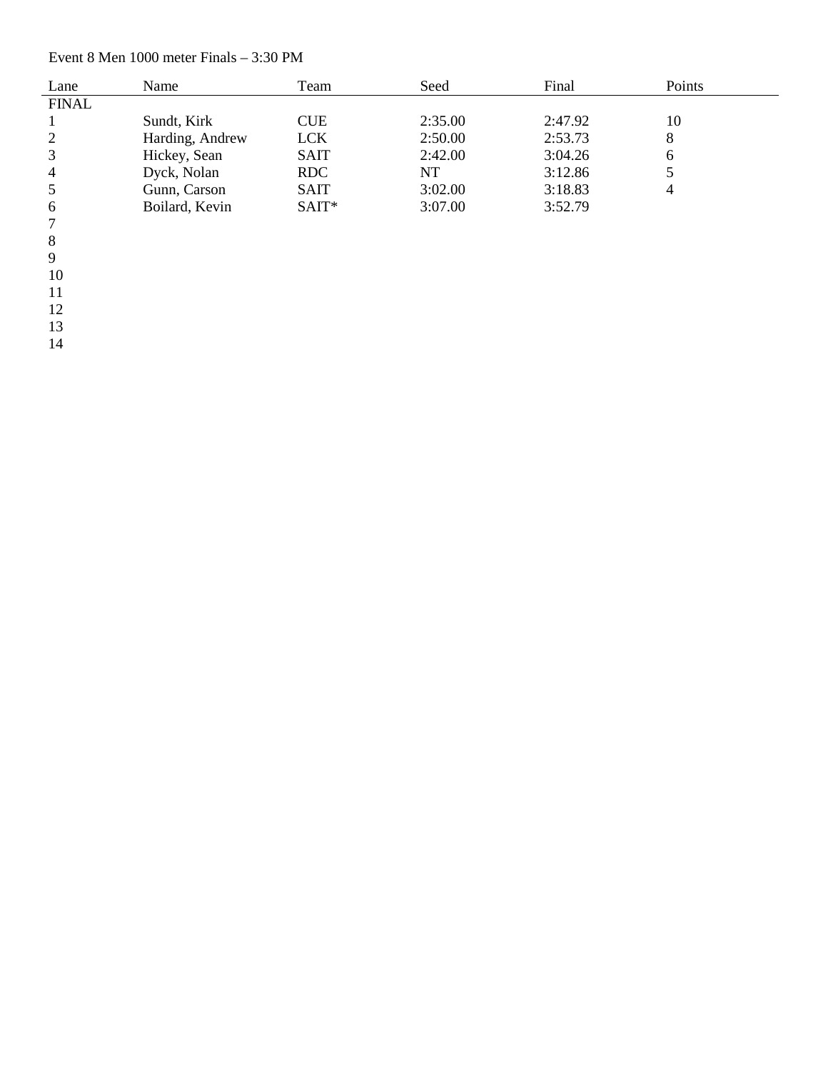Event 8 Men 1000 meter Finals – 3:30 PM

| Lane | Name | Team | Seed | Final | Points |
|---|---|---|---|---|---|
| FINAL | | | | | |
| 1 | Sundt, Kirk | CUE | 2:35.00 | 2:47.92 | 10 |
| 2 | Harding, Andrew | LCK | 2:50.00 | 2:53.73 | 8 |
| 3 | Hickey, Sean | SAIT | 2:42.00 | 3:04.26 | 6 |
| 4 | Dyck, Nolan | RDC | NT | 3:12.86 | 5 |
| 5 | Gunn, Carson | SAIT | 3:02.00 | 3:18.83 | 4 |
| 6 | Boilard, Kevin | SAIT* | 3:07.00 | 3:52.79 | |
| 7 | | | | | |
| 8 | | | | | |
| 9 | | | | | |
| 10 | | | | | |
| 11 | | | | | |
| 12 | | | | | |
| 13 | | | | | |
| 14 | | | | | |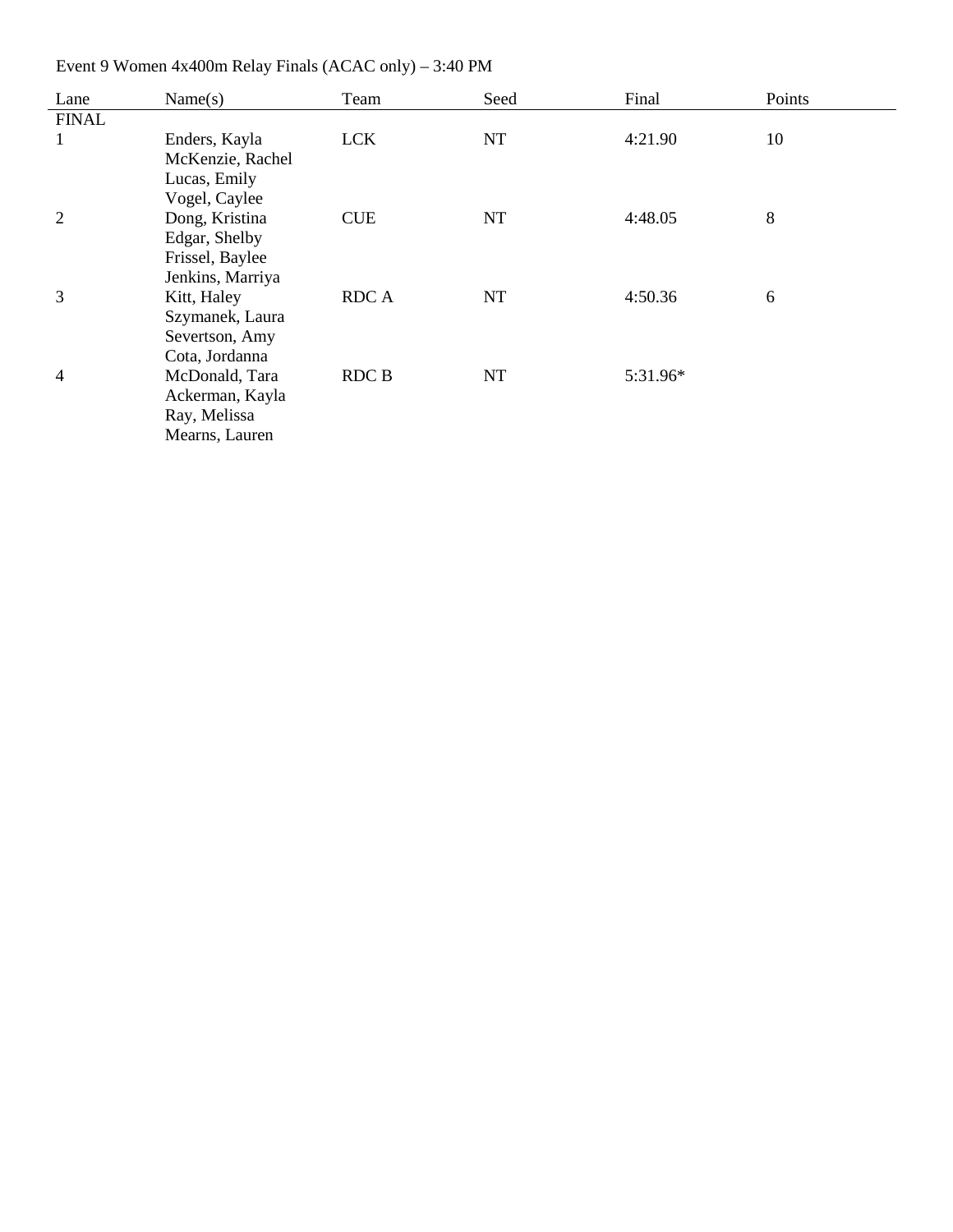Event 9 Women 4x400m Relay Finals (ACAC only) – 3:40 PM

| Lane | Name(s) | Team | Seed | Final | Points |
|---|---|---|---|---|---|
| FINAL | | | | | |
| 1 | Enders, Kayla<br>McKenzie, Rachel<br>Lucas, Emily<br>Vogel, Caylee | LCK | NT | 4:21.90 | 10 |
| 2 | Dong, Kristina<br>Edgar, Shelby<br>Frissel, Baylee<br>Jenkins, Marriya | CUE | NT | 4:48.05 | 8 |
| 3 | Kitt, Haley<br>Szymanek, Laura<br>Severtson, Amy<br>Cota, Jordanna | RDC A | NT | 4:50.36 | 6 |
| 4 | McDonald, Tara<br>Ackerman, Kayla<br>Ray, Melissa<br>Mearns, Lauren | RDC B | NT | 5:31.96* | |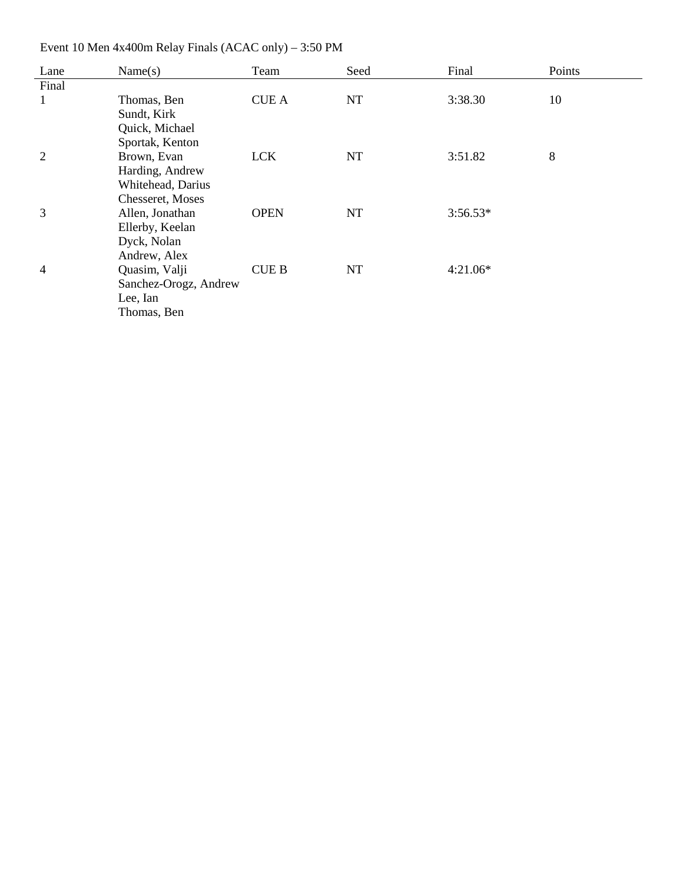Event 10 Men 4x400m Relay Finals (ACAC only) – 3:50 PM

| Lane | Name(s) | Team | Seed | Final | Points |
|---|---|---|---|---|---|
| Final | | | | | |
| 1 | Thomas, Ben<br>Sundt, Kirk<br>Quick, Michael<br>Sportak, Kenton | CUE A | NT | 3:38.30 | 10 |
| 2 | Brown, Evan<br>Harding, Andrew<br>Whitehead, Darius<br>Chesseret, Moses | LCK | NT | 3:51.82 | 8 |
| 3 | Allen, Jonathan<br>Ellerby, Keelan<br>Dyck, Nolan<br>Andrew, Alex | OPEN | NT | 3:56.53* | |
| 4 | Quasim, Valji<br>Sanchez-Orogz, Andrew<br>Lee, Ian<br>Thomas, Ben | CUE B | NT | 4:21.06* | |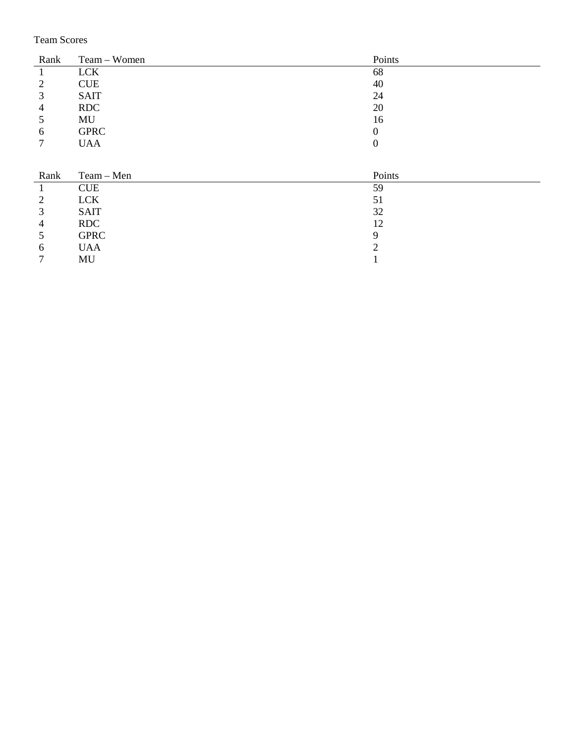Team Scores

| Rank | Team – Women | Points |
|---|---|---|
| 1 | LCK | 68 |
| 2 | CUE | 40 |
| 3 | SAIT | 24 |
| 4 | RDC | 20 |
| 5 | MU | 16 |
| 6 | GPRC | 0 |
| 7 | UAA | 0 |

| Rank | Team – Men | Points |
|---|---|---|
| 1 | CUE | 59 |
| 2 | LCK | 51 |
| 3 | SAIT | 32 |
| 4 | RDC | 12 |
| 5 | GPRC | 9 |
| 6 | UAA | 2 |
| 7 | MU | 1 |